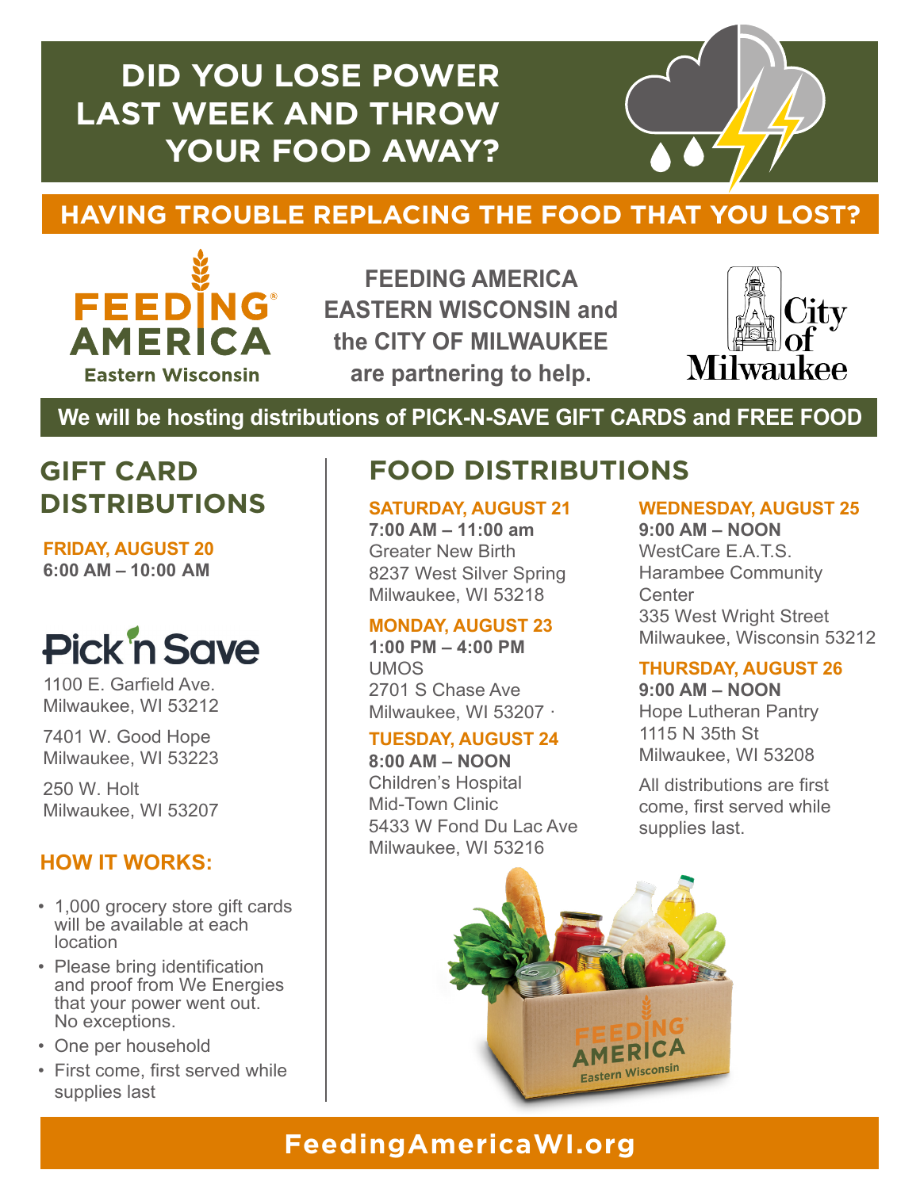# DID YOU LOSE POWER LAST WEEK AND THROW YOUR FOOD AWAY?

## HAVING TROUBLE REPLACING THE FOOD THAT YOU LOST?

FEEDING AMERICA Eastern Wisconsin

**FEEDING AMERICA EASTERN WISCONSIN and the CITY OF MILWAUKEE are partnering to help.**

City of Milwaukee

**We will be hosting distributions of PICK-N-SAVE GIFT CARDS and FREE FOOD**

## GIFT CARD DISTRIBUTIONS

**FRIDAY, AUGUST 20**
**6:00 AM – 10:00 AM**

Pick 'n Save

1100 E. Garfield Ave.
Milwaukee, WI 53212

7401 W. Good Hope
Milwaukee, WI 53223

250 W. Holt
Milwaukee, WI 53207

### HOW IT WORKS:

- 1,000 grocery store gift cards will be available at each location
- Please bring identification and proof from We Energies that your power went out. No exceptions.
- One per household
- First come, first served while supplies last

## FOOD DISTRIBUTIONS

**SATURDAY, AUGUST 21**
**7:00 AM – 11:00 am**
Greater New Birth
8237 West Silver Spring
Milwaukee, WI 53218

**MONDAY, AUGUST 23**
**1:00 PM – 4:00 PM**
UMOS
2701 S Chase Ave
Milwaukee, WI 53207 ·

**TUESDAY, AUGUST 24**
**8:00 AM – NOON**
Children's Hospital
Mid-Town Clinic
5433 W Fond Du Lac Ave
Milwaukee, WI 53216

**WEDNESDAY, AUGUST 25**
**9:00 AM – NOON**
WestCare E.A.T.S.
Harambee Community Center
335 West Wright Street
Milwaukee, Wisconsin 53212

**THURSDAY, AUGUST 26**
**9:00 AM – NOON**
Hope Lutheran Pantry
1115 N 35th St
Milwaukee, WI 53208

All distributions are first come, first served while supplies last.

**FeedingAmericaWI.org**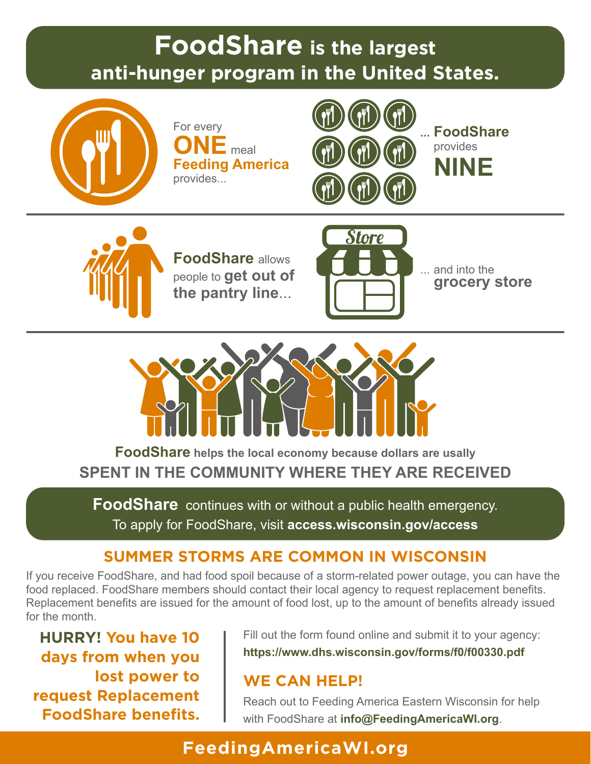# FoodShare is the largest anti-hunger program in the United States.

For every **ONE** meal **Feeding America** provides...

... **FoodShare** provides **NINE**

**FoodShare** allows people to **get out of the pantry line**...

Store

... and into the **grocery store**

**FoodShare helps the local economy because dollars are usally**
**SPENT IN THE COMMUNITY WHERE THEY ARE RECEIVED**

**FoodShare** continues with or without a public health emergency.
To apply for FoodShare, visit **access.wisconsin.gov/access**

## SUMMER STORMS ARE COMMON IN WISCONSIN

If you receive FoodShare, and had food spoil because of a storm-related power outage, you can have the food replaced. FoodShare members should contact their local agency to request replacement benefits. Replacement benefits are issued for the amount of food lost, up to the amount of benefits already issued for the month.

**HURRY! You have 10 days from when you lost power to request Replacement FoodShare benefits.**

Fill out the form found online and submit it to your agency:
**https://www.dhs.wisconsin.gov/forms/f0/f00330.pdf**

## WE CAN HELP!

Reach out to Feeding America Eastern Wisconsin for help with FoodShare at **info@FeedingAmericaWI.org**.

**FeedingAmericaWI.org**